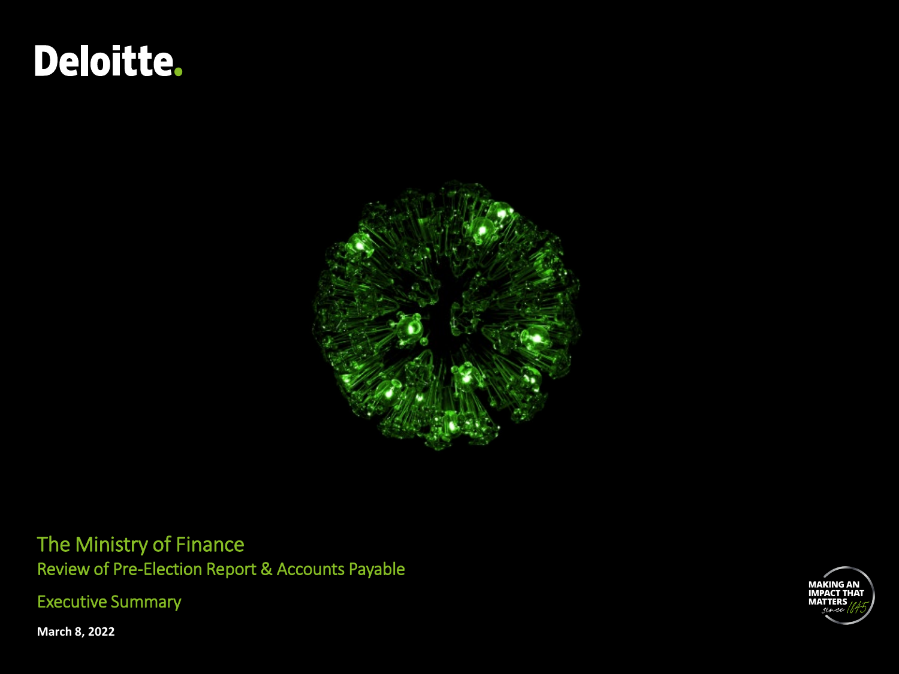Deloitte.

# The Ministry of Finance

## Review of Pre-Election Report & Accounts Payable

## Executive Summary

**March 8, 2022**

MAKING AN IMPACT THAT MATTERS since 1845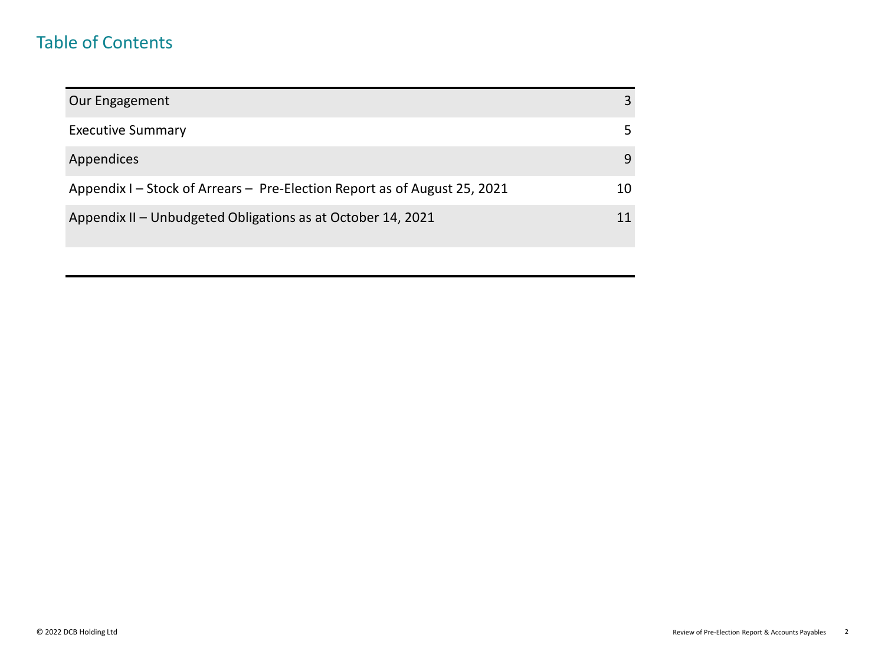# Table of Contents

| | |
|---|---|
| Our Engagement | 3 |
| Executive Summary | 5 |
| Appendices | 9 |
| Appendix I – Stock of Arrears – Pre-Election Report as of August 25, 2021 | 10 |
| Appendix II – Unbudgeted Obligations as at October 14, 2021 | 11 |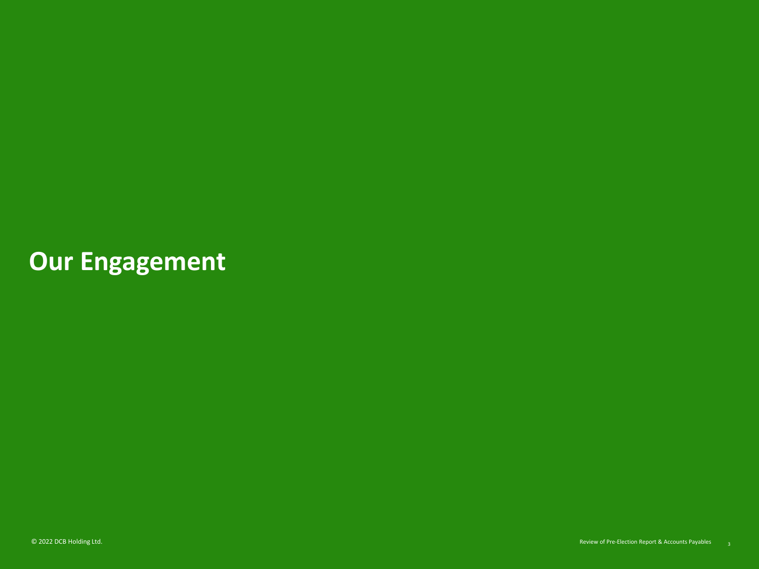# Our Engagement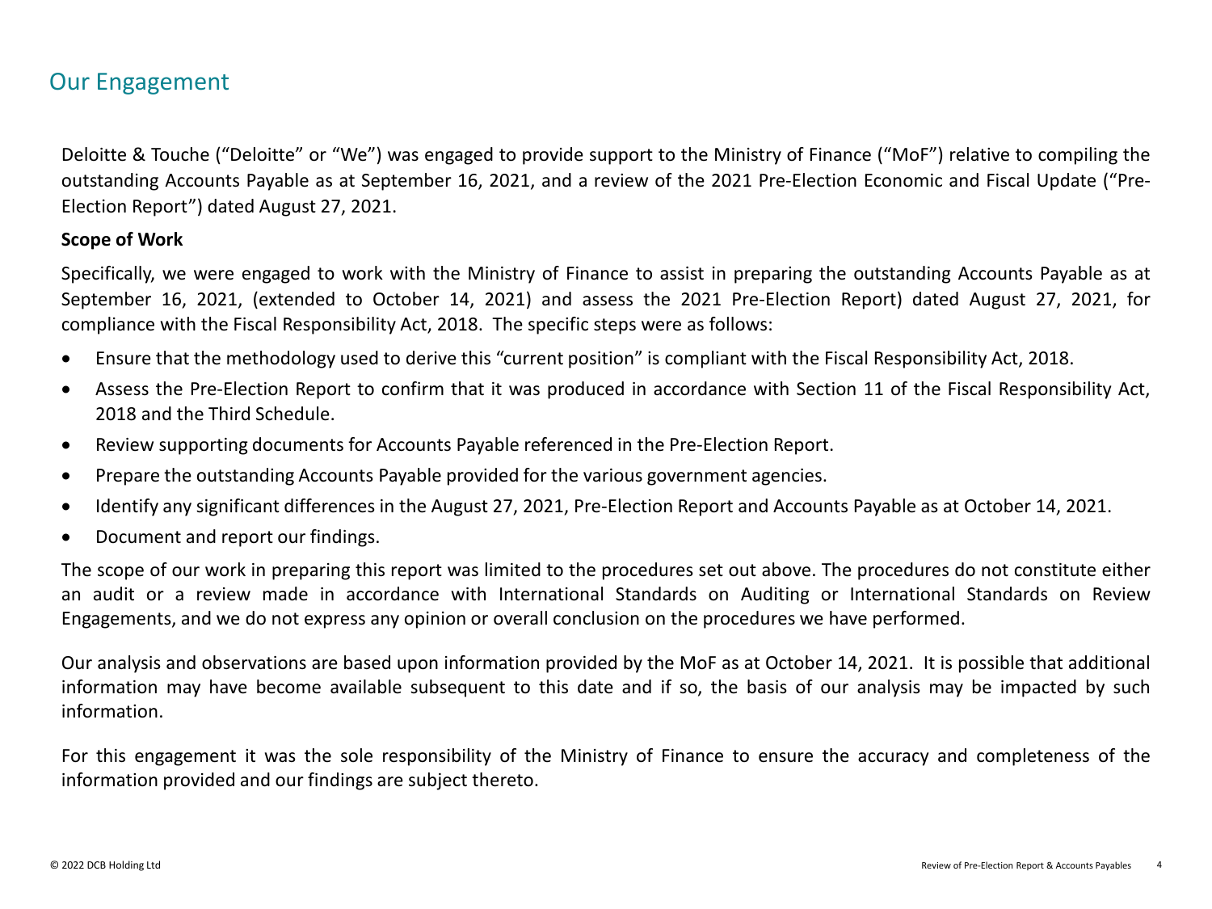## Our Engagement

Deloitte & Touche ("Deloitte" or "We") was engaged to provide support to the Ministry of Finance ("MoF") relative to compiling the outstanding Accounts Payable as at September 16, 2021, and a review of the 2021 Pre-Election Economic and Fiscal Update ("Pre-Election Report") dated August 27, 2021.

**Scope of Work**

Specifically, we were engaged to work with the Ministry of Finance to assist in preparing the outstanding Accounts Payable as at September 16, 2021, (extended to October 14, 2021) and assess the 2021 Pre-Election Report) dated August 27, 2021, for compliance with the Fiscal Responsibility Act, 2018. The specific steps were as follows:

- Ensure that the methodology used to derive this "current position" is compliant with the Fiscal Responsibility Act, 2018.
- Assess the Pre-Election Report to confirm that it was produced in accordance with Section 11 of the Fiscal Responsibility Act, 2018 and the Third Schedule.
- Review supporting documents for Accounts Payable referenced in the Pre-Election Report.
- Prepare the outstanding Accounts Payable provided for the various government agencies.
- Identify any significant differences in the August 27, 2021, Pre-Election Report and Accounts Payable as at October 14, 2021.
- Document and report our findings.

The scope of our work in preparing this report was limited to the procedures set out above. The procedures do not constitute either an audit or a review made in accordance with International Standards on Auditing or International Standards on Review Engagements, and we do not express any opinion or overall conclusion on the procedures we have performed.

Our analysis and observations are based upon information provided by the MoF as at October 14, 2021. It is possible that additional information may have become available subsequent to this date and if so, the basis of our analysis may be impacted by such information.

For this engagement it was the sole responsibility of the Ministry of Finance to ensure the accuracy and completeness of the information provided and our findings are subject thereto.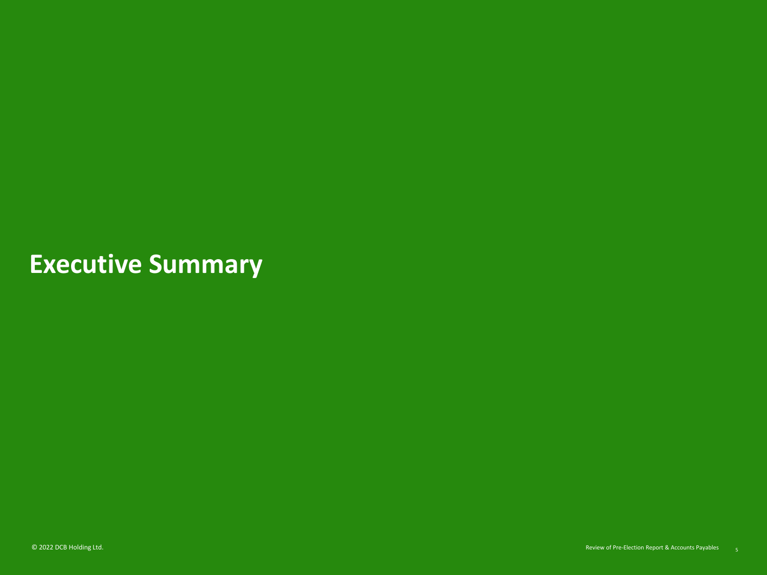# Executive Summary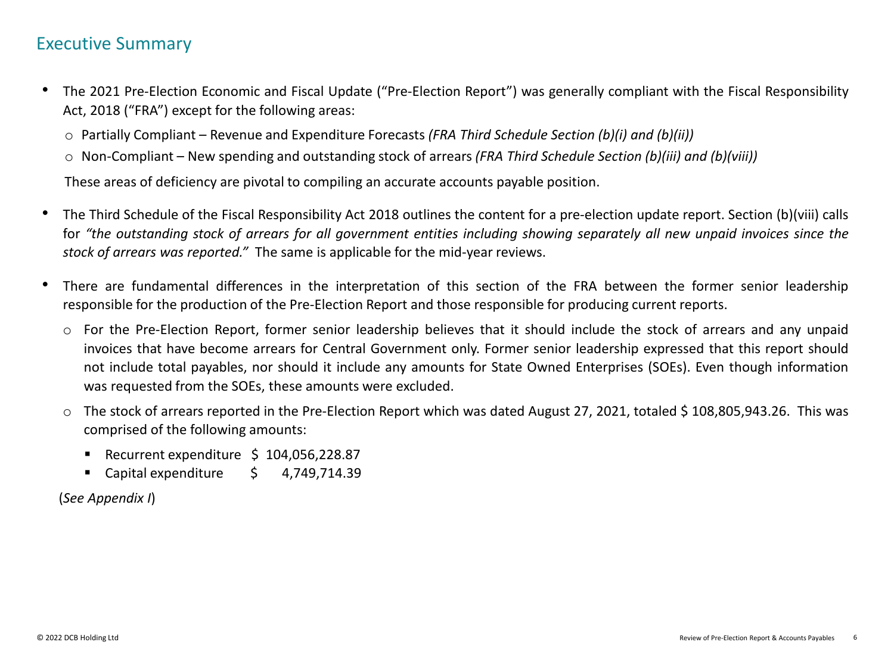## Executive Summary

- The 2021 Pre-Election Economic and Fiscal Update ("Pre-Election Report") was generally compliant with the Fiscal Responsibility Act, 2018 ("FRA") except for the following areas:
  - Partially Compliant – Revenue and Expenditure Forecasts *(FRA Third Schedule Section (b)(i) and (b)(ii))*
  - Non-Compliant – New spending and outstanding stock of arrears *(FRA Third Schedule Section (b)(iii) and (b)(viii))*

  These areas of deficiency are pivotal to compiling an accurate accounts payable position.

- The Third Schedule of the Fiscal Responsibility Act 2018 outlines the content for a pre-election update report. Section (b)(viii) calls for *"the outstanding stock of arrears for all government entities including showing separately all new unpaid invoices since the stock of arrears was reported."* The same is applicable for the mid-year reviews.

- There are fundamental differences in the interpretation of this section of the FRA between the former senior leadership responsible for the production of the Pre-Election Report and those responsible for producing current reports.
  - For the Pre-Election Report, former senior leadership believes that it should include the stock of arrears and any unpaid invoices that have become arrears for Central Government only. Former senior leadership expressed that this report should not include total payables, nor should it include any amounts for State Owned Enterprises (SOEs). Even though information was requested from the SOEs, these amounts were excluded.
  - The stock of arrears reported in the Pre-Election Report which was dated August 27, 2021, totaled $ 108,805,943.26. This was comprised of the following amounts:
    - Recurrent expenditure $ 104,056,228.87
    - Capital expenditure $ 4,749,714.39

  (*See Appendix I*)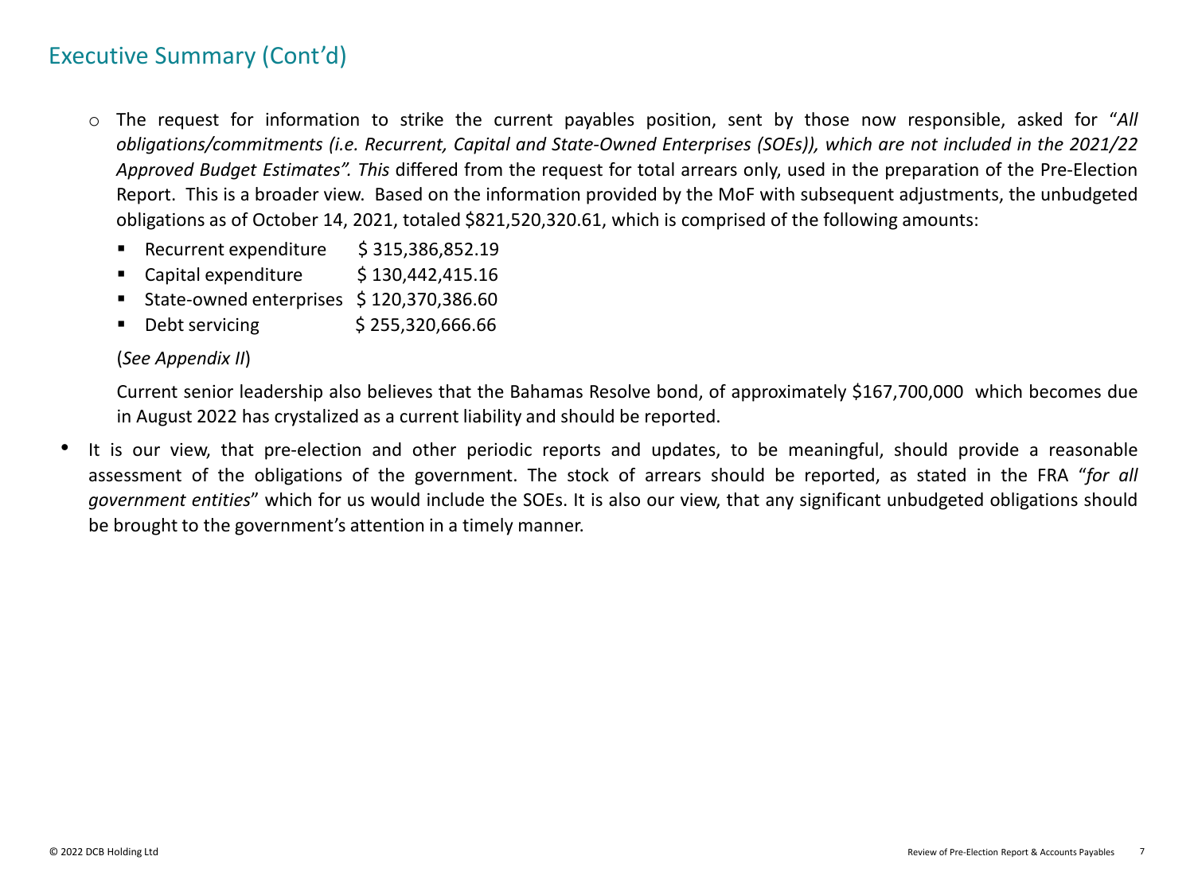## Executive Summary (Cont'd)

- The request for information to strike the current payables position, sent by those now responsible, asked for "*All obligations/commitments (i.e. Recurrent, Capital and State-Owned Enterprises (SOEs)), which are not included in the 2021/22 Approved Budget Estimates". This* differed from the request for total arrears only, used in the preparation of the Pre-Election Report. This is a broader view. Based on the information provided by the MoF with subsequent adjustments, the unbudgeted obligations as of October 14, 2021, totaled $821,520,320.61, which is comprised of the following amounts:
  - Recurrent expenditure $ 315,386,852.19
  - Capital expenditure $ 130,442,415.16
  - State-owned enterprises $ 120,370,386.60
  - Debt servicing $ 255,320,666.66

  (*See Appendix II*)

  Current senior leadership also believes that the Bahamas Resolve bond, of approximately $167,700,000 which becomes due in August 2022 has crystalized as a current liability and should be reported.

- It is our view, that pre-election and other periodic reports and updates, to be meaningful, should provide a reasonable assessment of the obligations of the government. The stock of arrears should be reported, as stated in the FRA "*for all government entities*" which for us would include the SOEs. It is also our view, that any significant unbudgeted obligations should be brought to the government's attention in a timely manner.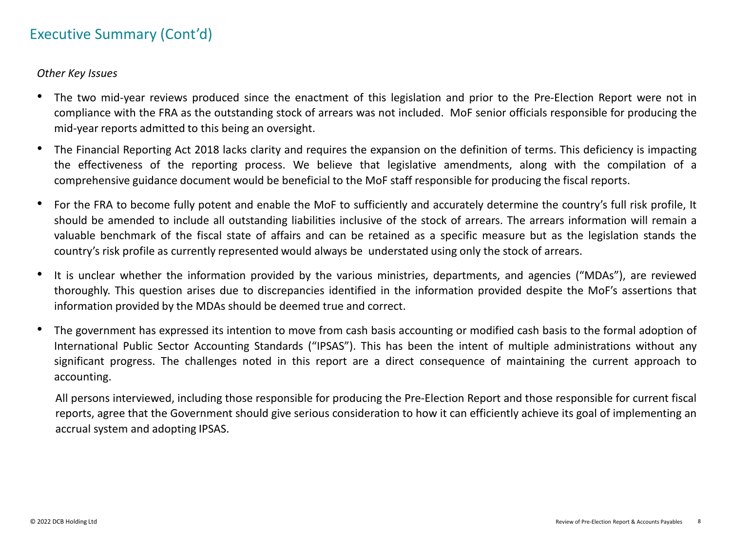## Executive Summary (Cont'd)

*Other Key Issues*

- The two mid-year reviews produced since the enactment of this legislation and prior to the Pre-Election Report were not in compliance with the FRA as the outstanding stock of arrears was not included. MoF senior officials responsible for producing the mid-year reports admitted to this being an oversight.
- The Financial Reporting Act 2018 lacks clarity and requires the expansion on the definition of terms. This deficiency is impacting the effectiveness of the reporting process. We believe that legislative amendments, along with the compilation of a comprehensive guidance document would be beneficial to the MoF staff responsible for producing the fiscal reports.
- For the FRA to become fully potent and enable the MoF to sufficiently and accurately determine the country's full risk profile, It should be amended to include all outstanding liabilities inclusive of the stock of arrears. The arrears information will remain a valuable benchmark of the fiscal state of affairs and can be retained as a specific measure but as the legislation stands the country's risk profile as currently represented would always be understated using only the stock of arrears.
- It is unclear whether the information provided by the various ministries, departments, and agencies ("MDAs"), are reviewed thoroughly. This question arises due to discrepancies identified in the information provided despite the MoF's assertions that information provided by the MDAs should be deemed true and correct.
- The government has expressed its intention to move from cash basis accounting or modified cash basis to the formal adoption of International Public Sector Accounting Standards ("IPSAS"). This has been the intent of multiple administrations without any significant progress. The challenges noted in this report are a direct consequence of maintaining the current approach to accounting.

  All persons interviewed, including those responsible for producing the Pre-Election Report and those responsible for current fiscal reports, agree that the Government should give serious consideration to how it can efficiently achieve its goal of implementing an accrual system and adopting IPSAS.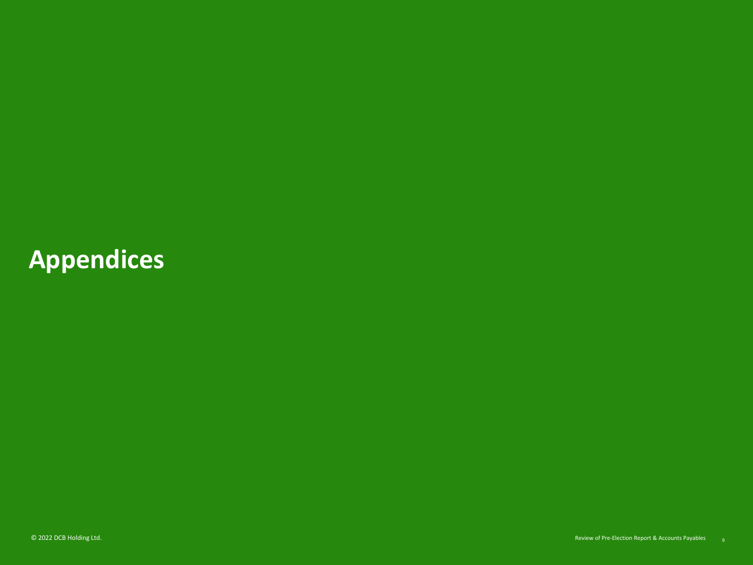# Appendices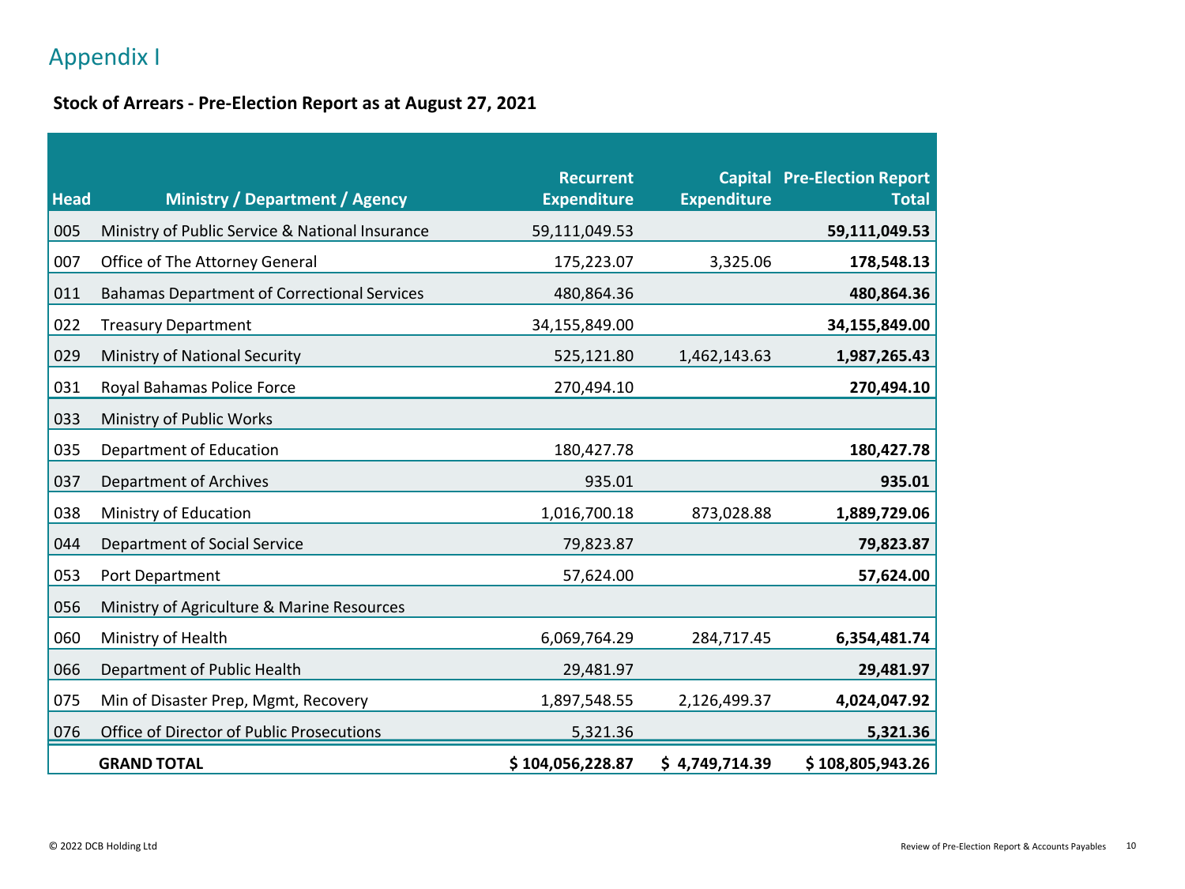# Appendix I

**Stock of Arrears - Pre-Election Report as at August 27, 2021**

| Head | Ministry / Department / Agency | Recurrent Expenditure | Capital Expenditure | Pre-Election Report Total |
|---|---|---|---|---|
| 005 | Ministry of Public Service & National Insurance | 59,111,049.53 | | **59,111,049.53** |
| 007 | Office of The Attorney General | 175,223.07 | 3,325.06 | **178,548.13** |
| 011 | Bahamas Department of Correctional Services | 480,864.36 | | **480,864.36** |
| 022 | Treasury Department | 34,155,849.00 | | **34,155,849.00** |
| 029 | Ministry of National Security | 525,121.80 | 1,462,143.63 | **1,987,265.43** |
| 031 | Royal Bahamas Police Force | 270,494.10 | | **270,494.10** |
| 033 | Ministry of Public Works | | | |
| 035 | Department of Education | 180,427.78 | | **180,427.78** |
| 037 | Department of Archives | 935.01 | | **935.01** |
| 038 | Ministry of Education | 1,016,700.18 | 873,028.88 | **1,889,729.06** |
| 044 | Department of Social Service | 79,823.87 | | **79,823.87** |
| 053 | Port Department | 57,624.00 | | **57,624.00** |
| 056 | Ministry of Agriculture & Marine Resources | | | |
| 060 | Ministry of Health | 6,069,764.29 | 284,717.45 | **6,354,481.74** |
| 066 | Department of Public Health | 29,481.97 | | **29,481.97** |
| 075 | Min of Disaster Prep, Mgmt, Recovery | 1,897,548.55 | 2,126,499.37 | **4,024,047.92** |
| 076 | Office of Director of Public Prosecutions | 5,321.36 | | **5,321.36** |
| | **GRAND TOTAL** | **$ 104,056,228.87** | **$ 4,749,714.39** | **$ 108,805,943.26** |

© 2022 DCB Holding Ltd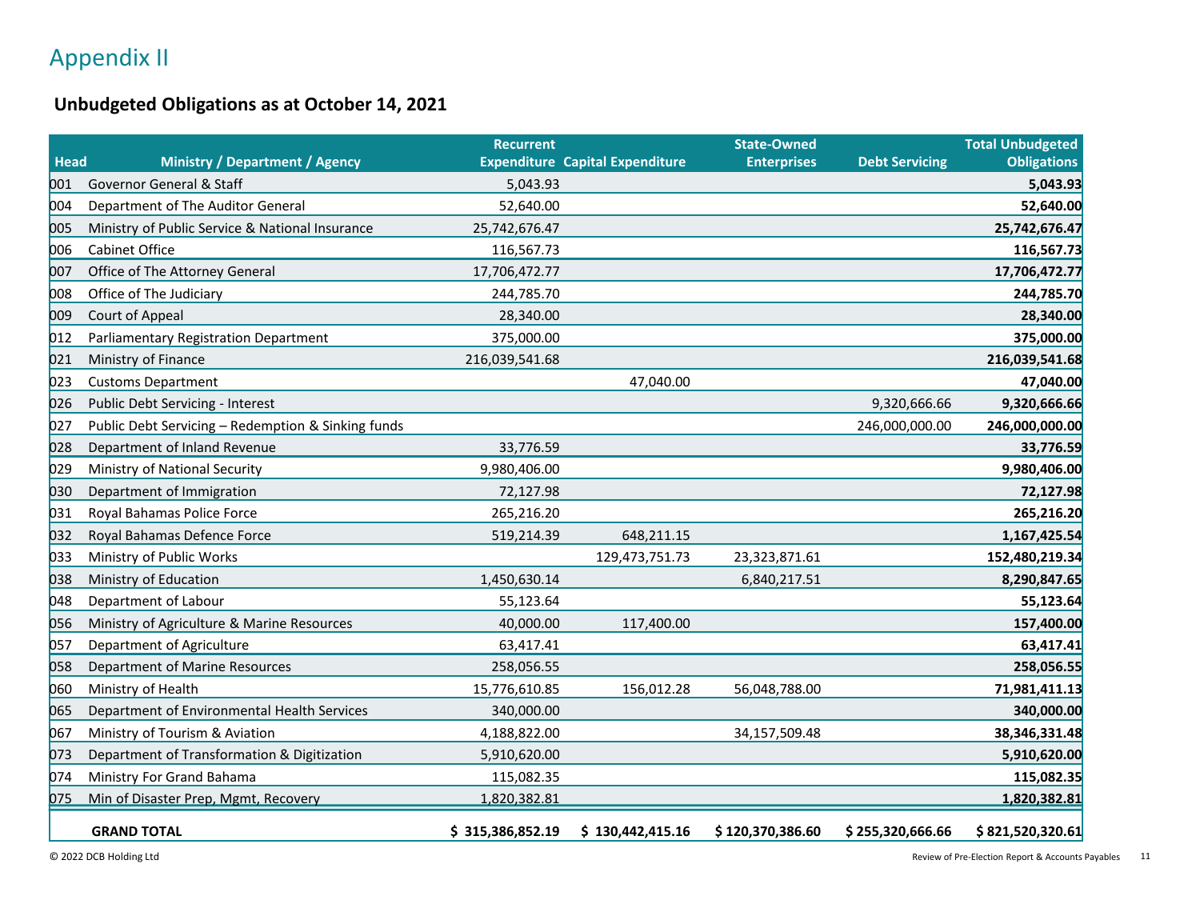# Appendix II

## Unbudgeted Obligations as at October 14, 2021

| Head | Ministry / Department / Agency | Recurrent Expenditure | Capital Expenditure | State-Owned Enterprises | Debt Servicing | Total Unbudgeted Obligations |
|---|---|---|---|---|---|---|
| 001 | Governor General & Staff | 5,043.93 | | | | **5,043.93** |
| 004 | Department of The Auditor General | 52,640.00 | | | | **52,640.00** |
| 005 | Ministry of Public Service & National Insurance | 25,742,676.47 | | | | **25,742,676.47** |
| 006 | Cabinet Office | 116,567.73 | | | | **116,567.73** |
| 007 | Office of The Attorney General | 17,706,472.77 | | | | **17,706,472.77** |
| 008 | Office of The Judiciary | 244,785.70 | | | | **244,785.70** |
| 009 | Court of Appeal | 28,340.00 | | | | **28,340.00** |
| 012 | Parliamentary Registration Department | 375,000.00 | | | | **375,000.00** |
| 021 | Ministry of Finance | 216,039,541.68 | | | | **216,039,541.68** |
| 023 | Customs Department | | 47,040.00 | | | **47,040.00** |
| 026 | Public Debt Servicing - Interest | | | | 9,320,666.66 | **9,320,666.66** |
| 027 | Public Debt Servicing – Redemption & Sinking funds | | | | 246,000,000.00 | **246,000,000.00** |
| 028 | Department of Inland Revenue | 33,776.59 | | | | **33,776.59** |
| 029 | Ministry of National Security | 9,980,406.00 | | | | **9,980,406.00** |
| 030 | Department of Immigration | 72,127.98 | | | | **72,127.98** |
| 031 | Royal Bahamas Police Force | 265,216.20 | | | | **265,216.20** |
| 032 | Royal Bahamas Defence Force | 519,214.39 | 648,211.15 | | | **1,167,425.54** |
| 033 | Ministry of Public Works | | 129,473,751.73 | 23,323,871.61 | | **152,480,219.34** |
| 038 | Ministry of Education | 1,450,630.14 | | 6,840,217.51 | | **8,290,847.65** |
| 048 | Department of Labour | 55,123.64 | | | | **55,123.64** |
| 056 | Ministry of Agriculture & Marine Resources | 40,000.00 | 117,400.00 | | | **157,400.00** |
| 057 | Department of Agriculture | 63,417.41 | | | | **63,417.41** |
| 058 | Department of Marine Resources | 258,056.55 | | | | **258,056.55** |
| 060 | Ministry of Health | 15,776,610.85 | 156,012.28 | 56,048,788.00 | | **71,981,411.13** |
| 065 | Department of Environmental Health Services | 340,000.00 | | | | **340,000.00** |
| 067 | Ministry of Tourism & Aviation | 4,188,822.00 | | 34,157,509.48 | | **38,346,331.48** |
| 073 | Department of Transformation & Digitization | 5,910,620.00 | | | | **5,910,620.00** |
| 074 | Ministry For Grand Bahama | 115,082.35 | | | | **115,082.35** |
| 075 | Min of Disaster Prep, Mgmt, Recovery | 1,820,382.81 | | | | **1,820,382.81** |
| | **GRAND TOTAL** | **$ 315,386,852.19** | **$ 130,442,415.16** | **$ 120,370,386.60** | **$ 255,320,666.66** | **$ 821,520,320.61** |

© 2022 DCB Holding Ltd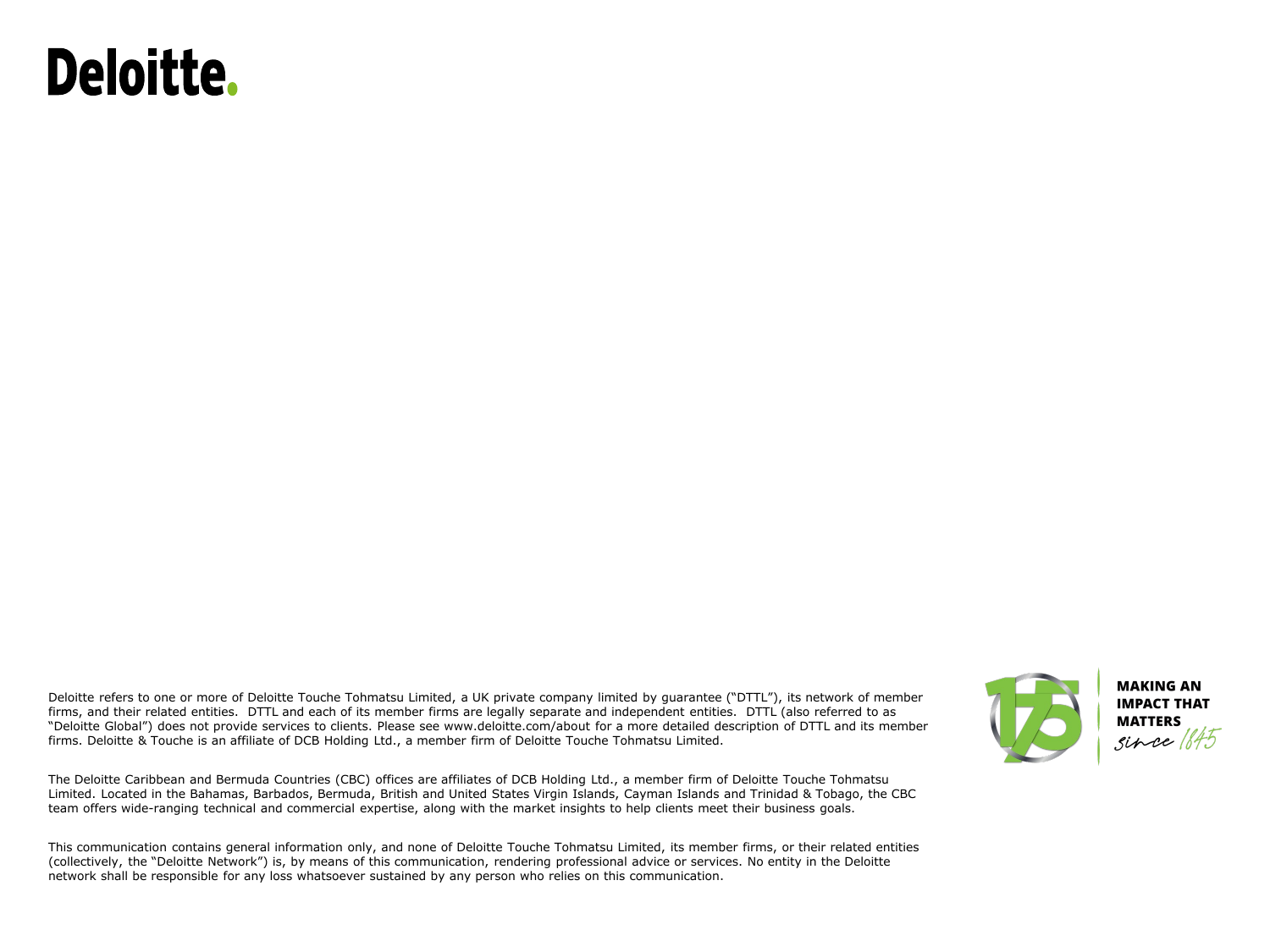Deloitte.

Deloitte refers to one or more of Deloitte Touche Tohmatsu Limited, a UK private company limited by guarantee ("DTTL"), its network of member firms, and their related entities. DTTL and each of its member firms are legally separate and independent entities. DTTL (also referred to as "Deloitte Global") does not provide services to clients. Please see www.deloitte.com/about for a more detailed description of DTTL and its member firms. Deloitte & Touche is an affiliate of DCB Holding Ltd., a member firm of Deloitte Touche Tohmatsu Limited.

The Deloitte Caribbean and Bermuda Countries (CBC) offices are affiliates of DCB Holding Ltd., a member firm of Deloitte Touche Tohmatsu Limited. Located in the Bahamas, Barbados, Bermuda, British and United States Virgin Islands, Cayman Islands and Trinidad & Tobago, the CBC team offers wide-ranging technical and commercial expertise, along with the market insights to help clients meet their business goals.

This communication contains general information only, and none of Deloitte Touche Tohmatsu Limited, its member firms, or their related entities (collectively, the "Deloitte Network") is, by means of this communication, rendering professional advice or services. No entity in the Deloitte network shall be responsible for any loss whatsoever sustained by any person who relies on this communication.

175

**MAKING AN IMPACT THAT MATTERS**

*since 1845*